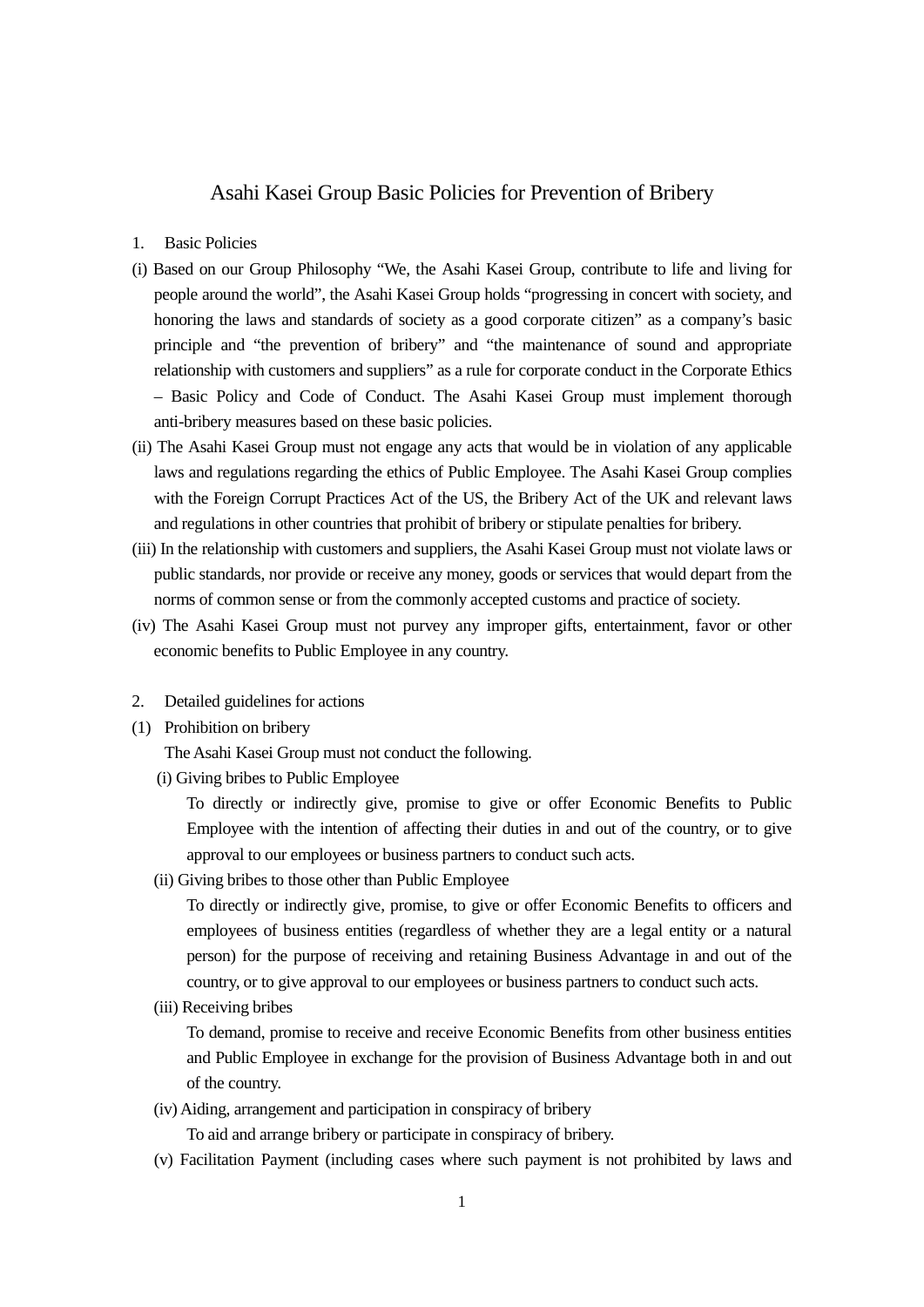// Asahi Kasei Group Basic Policies for Prevention of Bribery — page 1 of 2; the page ends mid-sentence at item (v)

# Asahi Kasei Group Basic Policies for Prevention of Bribery

1. Basic Policies

(i) Based on our Group Philosophy "We, the Asahi Kasei Group, contribute to life and living for people around the world", the Asahi Kasei Group holds "progressing in concert with society, and honoring the laws and standards of society as a good corporate citizen" as a company's basic principle and "the prevention of bribery" and "the maintenance of sound and appropriate relationship with customers and suppliers" as a rule for corporate conduct in the Corporate Ethics – Basic Policy and Code of Conduct. The Asahi Kasei Group must implement thorough anti-bribery measures based on these basic policies.

(ii) The Asahi Kasei Group must not engage any acts that would be in violation of any applicable laws and regulations regarding the ethics of Public Employee. The Asahi Kasei Group complies with the Foreign Corrupt Practices Act of the US, the Bribery Act of the UK and relevant laws and regulations in other countries that prohibit of bribery or stipulate penalties for bribery.

(iii) In the relationship with customers and suppliers, the Asahi Kasei Group must not violate laws or public standards, nor provide or receive any money, goods or services that would depart from the norms of common sense or from the commonly accepted customs and practice of society.

(iv) The Asahi Kasei Group must not purvey any improper gifts, entertainment, favor or other economic benefits to Public Employee in any country.

2. Detailed guidelines for actions

(1) Prohibition on bribery

The Asahi Kasei Group must not conduct the following.

(i) Giving bribes to Public Employee

To directly or indirectly give, promise to give or offer Economic Benefits to Public Employee with the intention of affecting their duties in and out of the country, or to give approval to our employees or business partners to conduct such acts.

(ii) Giving bribes to those other than Public Employee

To directly or indirectly give, promise, to give or offer Economic Benefits to officers and employees of business entities (regardless of whether they are a legal entity or a natural person) for the purpose of receiving and retaining Business Advantage in and out of the country, or to give approval to our employees or business partners to conduct such acts.

(iii) Receiving bribes

To demand, promise to receive and receive Economic Benefits from other business entities and Public Employee in exchange for the provision of Business Advantage both in and out of the country.

(iv) Aiding, arrangement and participation in conspiracy of bribery

To aid and arrange bribery or participate in conspiracy of bribery.

(v) Facilitation Payment (including cases where such payment is not prohibited by laws and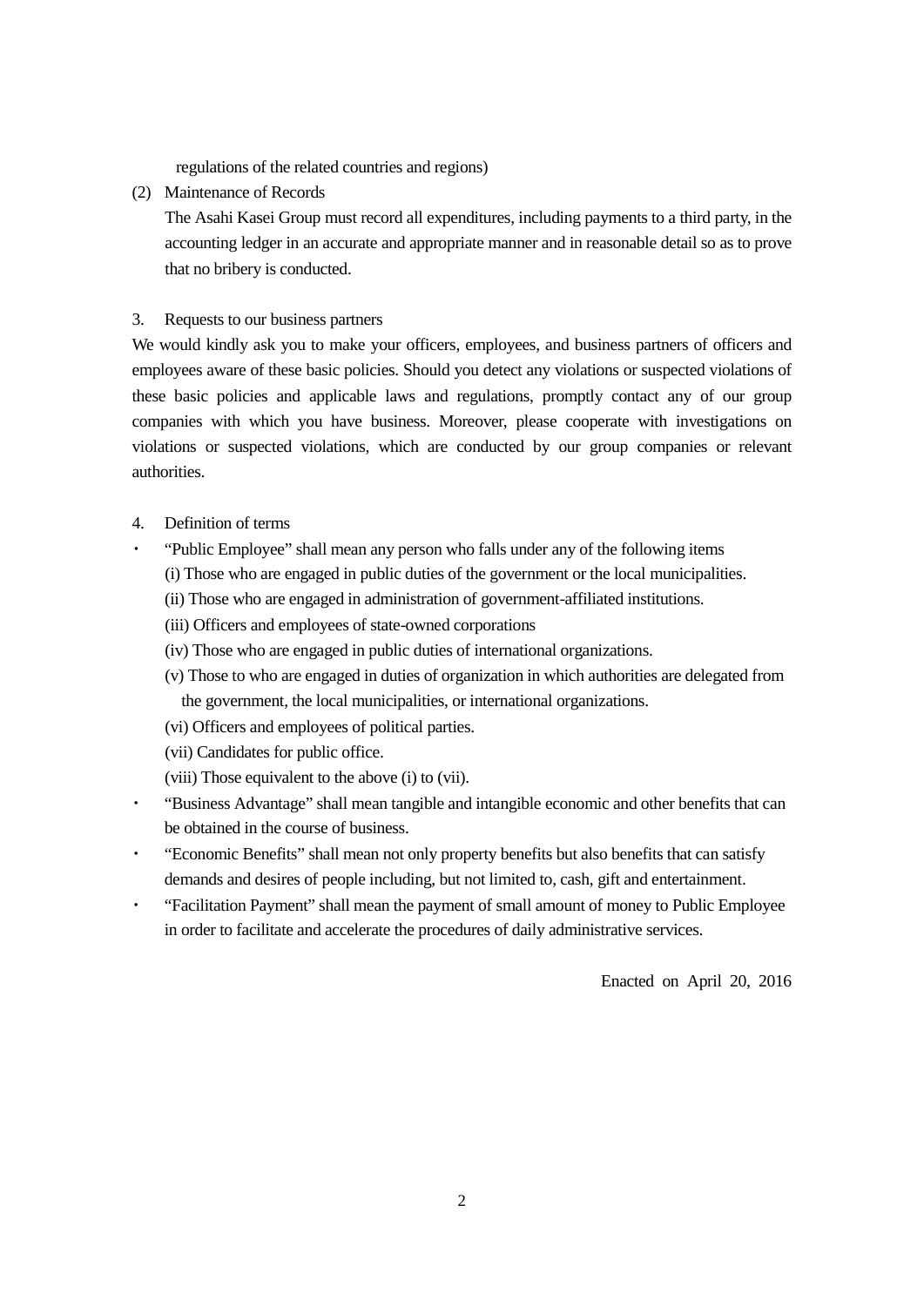regulations of the related countries and regions)

(2) Maintenance of Records

The Asahi Kasei Group must record all expenditures, including payments to a third party, in the accounting ledger in an accurate and appropriate manner and in reasonable detail so as to prove that no bribery is conducted.

3. Requests to our business partners

We would kindly ask you to make your officers, employees, and business partners of officers and employees aware of these basic policies. Should you detect any violations or suspected violations of these basic policies and applicable laws and regulations, promptly contact any of our group companies with which you have business. Moreover, please cooperate with investigations on violations or suspected violations, which are conducted by our group companies or relevant authorities.

4. Definition of terms

- "Public Employee" shall mean any person who falls under any of the following items
  - (i) Those who are engaged in public duties of the government or the local municipalities.
  - (ii) Those who are engaged in administration of government-affiliated institutions.
  - (iii) Officers and employees of state-owned corporations
  - (iv) Those who are engaged in public duties of international organizations.
  - (v) Those to who are engaged in duties of organization in which authorities are delegated from the government, the local municipalities, or international organizations.
  - (vi) Officers and employees of political parties.
  - (vii) Candidates for public office.
  - (viii) Those equivalent to the above (i) to (vii).
- "Business Advantage" shall mean tangible and intangible economic and other benefits that can be obtained in the course of business.
- "Economic Benefits" shall mean not only property benefits but also benefits that can satisfy demands and desires of people including, but not limited to, cash, gift and entertainment.
- "Facilitation Payment" shall mean the payment of small amount of money to Public Employee in order to facilitate and accelerate the procedures of daily administrative services.

Enacted on April 20, 2016